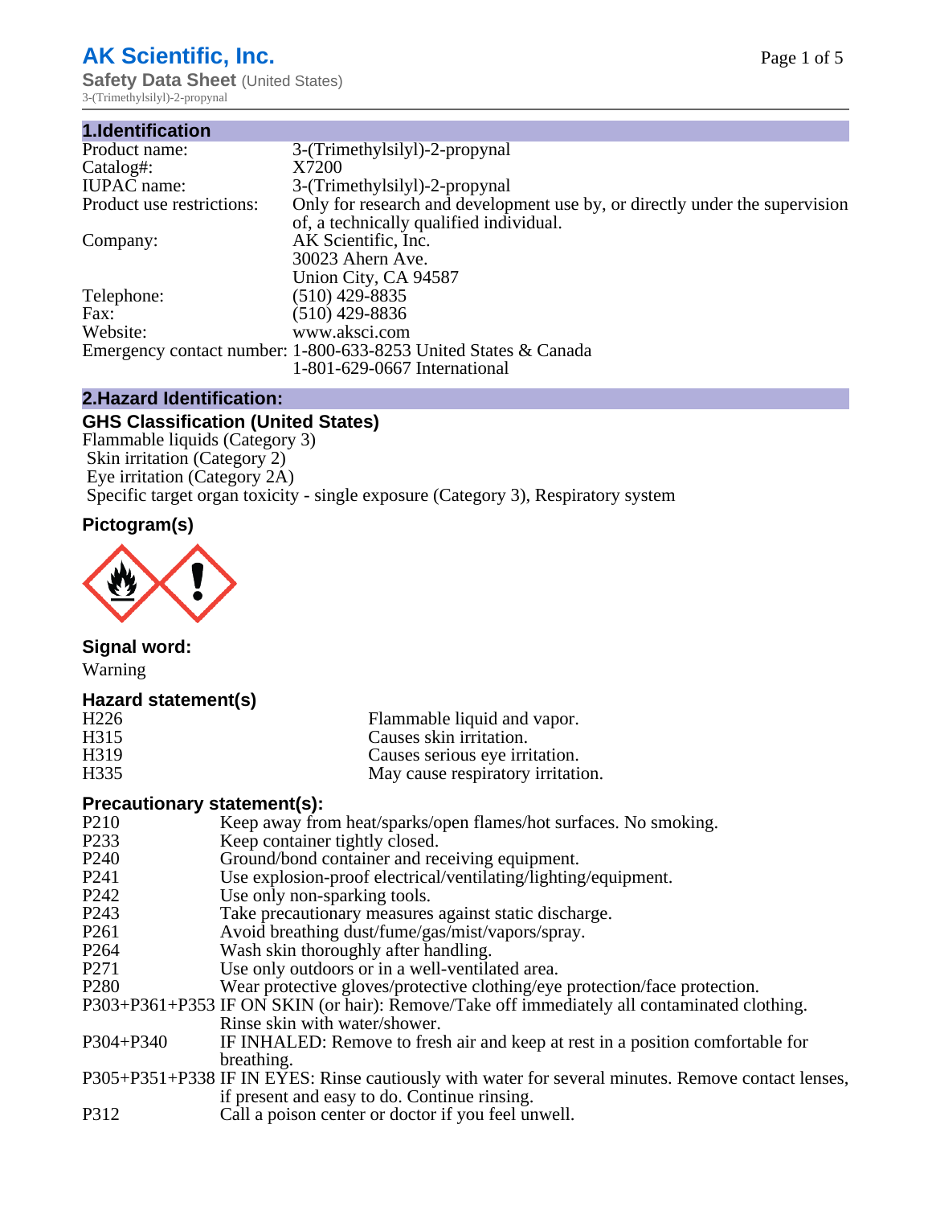# AK Scientific, Inc.

**Safety Data Sheet** (United States)

3-(Trimethylsilyl)-2-propynal

## 1.Identification

| | |
|---|---|
| Product name: | 3-(Trimethylsilyl)-2-propynal |
| Catalog#: | X7200 |
| IUPAC name: | 3-(Trimethylsilyl)-2-propynal |
| Product use restrictions: | Only for research and development use by, or directly under the supervision of, a technically qualified individual. |
| Company: | AK Scientific, Inc.<br>30023 Ahern Ave.<br>Union City, CA 94587 |
| Telephone: | (510) 429-8835 |
| Fax: | (510) 429-8836 |
| Website: | www.aksci.com |
| Emergency contact number: | 1-800-633-8253 United States & Canada<br>1-801-629-0667 International |

## 2.Hazard Identification:

### GHS Classification (United States)

Flammable liquids (Category 3)
Skin irritation (Category 2)
Eye irritation (Category 2A)
Specific target organ toxicity - single exposure (Category 3), Respiratory system

### Pictogram(s)

### Signal word:

Warning

### Hazard statement(s)

| | |
|---|---|
| H226 | Flammable liquid and vapor. |
| H315 | Causes skin irritation. |
| H319 | Causes serious eye irritation. |
| H335 | May cause respiratory irritation. |

### Precautionary statement(s):

| | |
|---|---|
| P210 | Keep away from heat/sparks/open flames/hot surfaces. No smoking. |
| P233 | Keep container tightly closed. |
| P240 | Ground/bond container and receiving equipment. |
| P241 | Use explosion-proof electrical/ventilating/lighting/equipment. |
| P242 | Use only non-sparking tools. |
| P243 | Take precautionary measures against static discharge. |
| P261 | Avoid breathing dust/fume/gas/mist/vapors/spray. |
| P264 | Wash skin thoroughly after handling. |
| P271 | Use only outdoors or in a well-ventilated area. |
| P280 | Wear protective gloves/protective clothing/eye protection/face protection. |
| P303+P361+P353 | IF ON SKIN (or hair): Remove/Take off immediately all contaminated clothing. Rinse skin with water/shower. |
| P304+P340 | IF INHALED: Remove to fresh air and keep at rest in a position comfortable for breathing. |
| P305+P351+P338 | IF IN EYES: Rinse cautiously with water for several minutes. Remove contact lenses, if present and easy to do. Continue rinsing. |
| P312 | Call a poison center or doctor if you feel unwell. |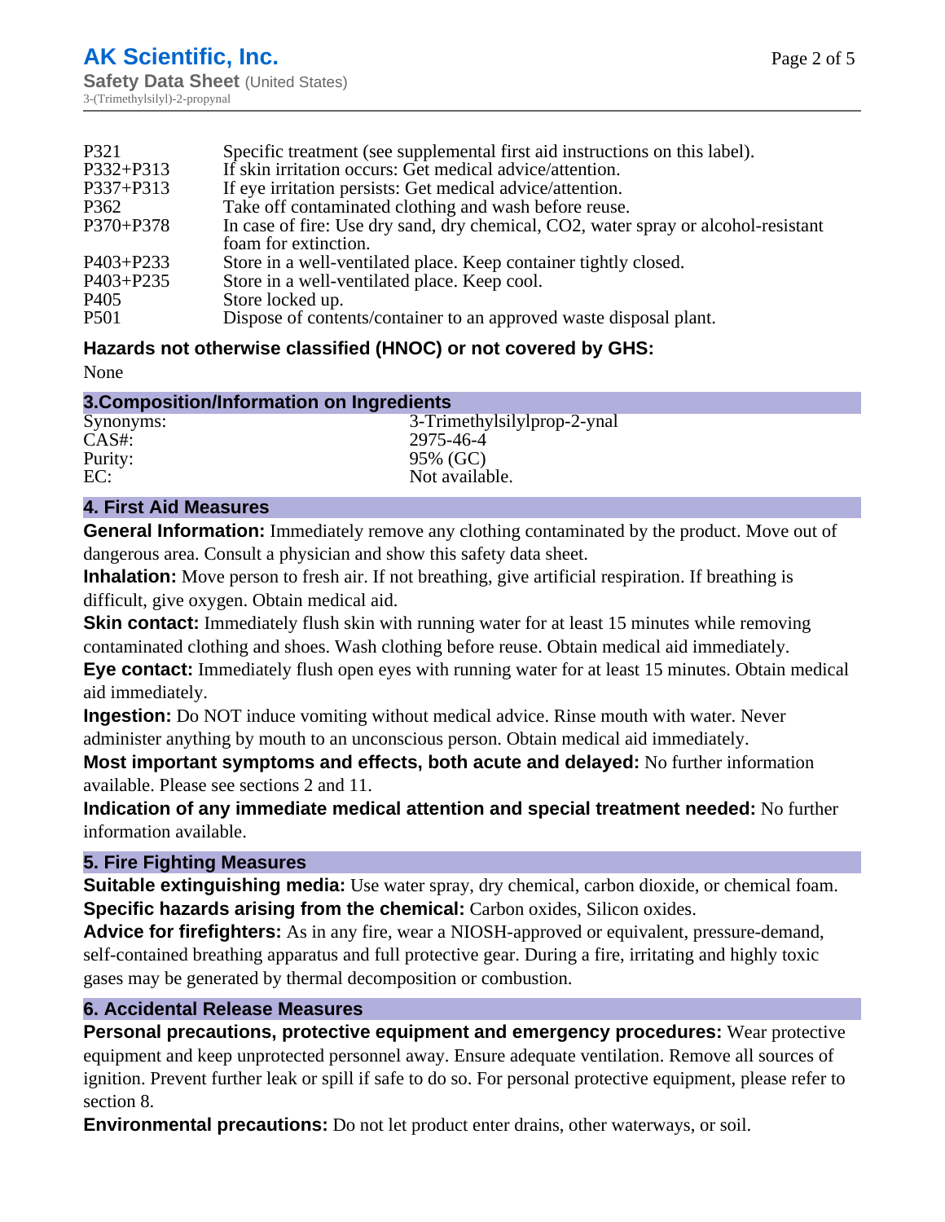| | |
|---|---|
| P321 | Specific treatment (see supplemental first aid instructions on this label). |
| P332+P313 | If skin irritation occurs: Get medical advice/attention. |
| P337+P313 | If eye irritation persists: Get medical advice/attention. |
| P362 | Take off contaminated clothing and wash before reuse. |
| P370+P378 | In case of fire: Use dry sand, dry chemical, CO2, water spray or alcohol-resistant foam for extinction. |
| P403+P233 | Store in a well-ventilated place. Keep container tightly closed. |
| P403+P235 | Store in a well-ventilated place. Keep cool. |
| P405 | Store locked up. |
| P501 | Dispose of contents/container to an approved waste disposal plant. |

### Hazards not otherwise classified (HNOC) or not covered by GHS:

None

## 3.Composition/Information on Ingredients

| | |
|---|---|
| Synonyms: | 3-Trimethylsilylprop-2-ynal |
| CAS#: | 2975-46-4 |
| Purity: | 95% (GC) |
| EC: | Not available. |

## 4. First Aid Measures

**General Information:** Immediately remove any clothing contaminated by the product. Move out of dangerous area. Consult a physician and show this safety data sheet.

**Inhalation:** Move person to fresh air. If not breathing, give artificial respiration. If breathing is difficult, give oxygen. Obtain medical aid.

**Skin contact:** Immediately flush skin with running water for at least 15 minutes while removing contaminated clothing and shoes. Wash clothing before reuse. Obtain medical aid immediately.

**Eye contact:** Immediately flush open eyes with running water for at least 15 minutes. Obtain medical aid immediately.

**Ingestion:** Do NOT induce vomiting without medical advice. Rinse mouth with water. Never administer anything by mouth to an unconscious person. Obtain medical aid immediately.

**Most important symptoms and effects, both acute and delayed:** No further information available. Please see sections 2 and 11.

**Indication of any immediate medical attention and special treatment needed:** No further information available.

## 5. Fire Fighting Measures

**Suitable extinguishing media:** Use water spray, dry chemical, carbon dioxide, or chemical foam.

**Specific hazards arising from the chemical:** Carbon oxides, Silicon oxides.

**Advice for firefighters:** As in any fire, wear a NIOSH-approved or equivalent, pressure-demand, self-contained breathing apparatus and full protective gear. During a fire, irritating and highly toxic gases may be generated by thermal decomposition or combustion.

## 6. Accidental Release Measures

**Personal precautions, protective equipment and emergency procedures:** Wear protective equipment and keep unprotected personnel away. Ensure adequate ventilation. Remove all sources of ignition. Prevent further leak or spill if safe to do so. For personal protective equipment, please refer to section 8.

**Environmental precautions:** Do not let product enter drains, other waterways, or soil.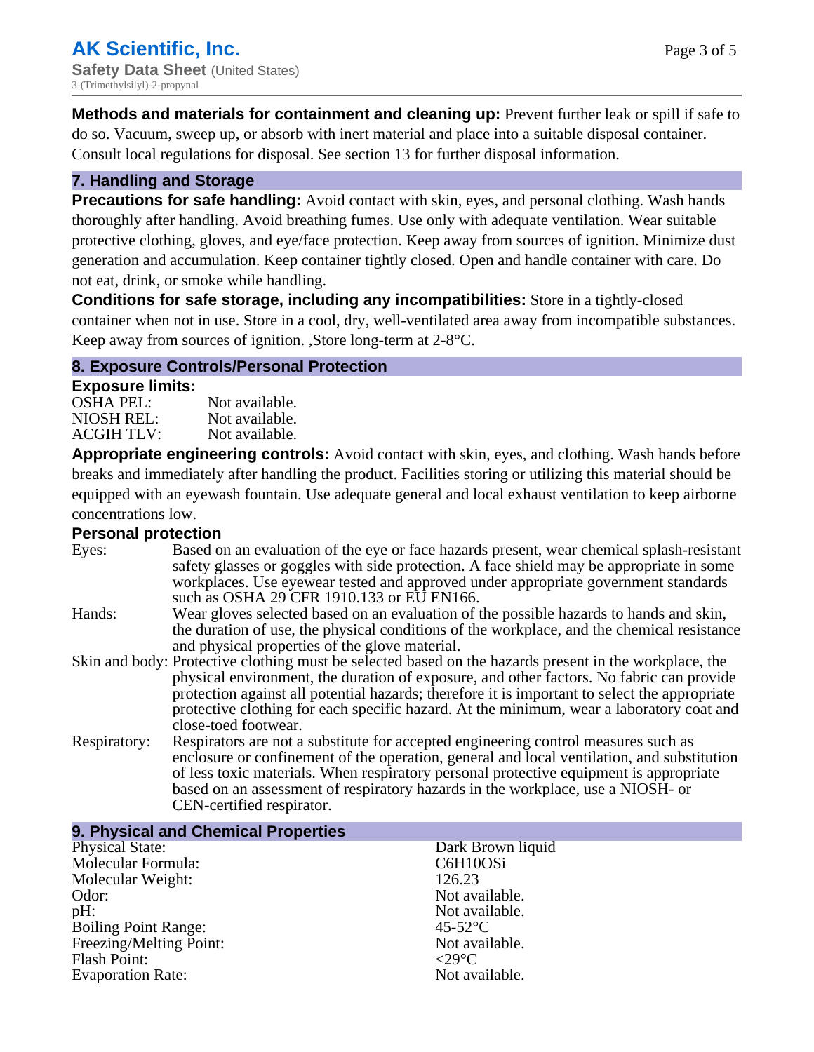**Methods and materials for containment and cleaning up:** Prevent further leak or spill if safe to do so. Vacuum, sweep up, or absorb with inert material and place into a suitable disposal container. Consult local regulations for disposal. See section 13 for further disposal information.

## 7. Handling and Storage

**Precautions for safe handling:** Avoid contact with skin, eyes, and personal clothing. Wash hands thoroughly after handling. Avoid breathing fumes. Use only with adequate ventilation. Wear suitable protective clothing, gloves, and eye/face protection. Keep away from sources of ignition. Minimize dust generation and accumulation. Keep container tightly closed. Open and handle container with care. Do not eat, drink, or smoke while handling.

**Conditions for safe storage, including any incompatibilities:** Store in a tightly-closed container when not in use. Store in a cool, dry, well-ventilated area away from incompatible substances. Keep away from sources of ignition. ,Store long-term at 2-8°C.

## 8. Exposure Controls/Personal Protection

**Exposure limits:**

| | |
|---|---|
| OSHA PEL: | Not available. |
| NIOSH REL: | Not available. |
| ACGIH TLV: | Not available. |

**Appropriate engineering controls:** Avoid contact with skin, eyes, and clothing. Wash hands before breaks and immediately after handling the product. Facilities storing or utilizing this material should be equipped with an eyewash fountain. Use adequate general and local exhaust ventilation to keep airborne concentrations low.

**Personal protection**

| | |
|---|---|
| Eyes: | Based on an evaluation of the eye or face hazards present, wear chemical splash-resistant safety glasses or goggles with side protection. A face shield may be appropriate in some workplaces. Use eyewear tested and approved under appropriate government standards such as OSHA 29 CFR 1910.133 or EU EN166. |
| Hands: | Wear gloves selected based on an evaluation of the possible hazards to hands and skin, the duration of use, the physical conditions of the workplace, and the chemical resistance and physical properties of the glove material. |
| Skin and body: | Protective clothing must be selected based on the hazards present in the workplace, the physical environment, the duration of exposure, and other factors. No fabric can provide protection against all potential hazards; therefore it is important to select the appropriate protective clothing for each specific hazard. At the minimum, wear a laboratory coat and close-toed footwear. |
| Respiratory: | Respirators are not a substitute for accepted engineering control measures such as enclosure or confinement of the operation, general and local ventilation, and substitution of less toxic materials. When respiratory personal protective equipment is appropriate based on an assessment of respiratory hazards in the workplace, use a NIOSH- or CEN-certified respirator. |

## 9. Physical and Chemical Properties

| | |
|---|---|
| Physical State: | Dark Brown liquid |
| Molecular Formula: | $C_6H_{10}OSi$ |
| Molecular Weight: | 126.23 |
| Odor: | Not available. |
| pH: | Not available. |
| Boiling Point Range: | 45-52°C |
| Freezing/Melting Point: | Not available. |
| Flash Point: | <29°C |
| Evaporation Rate: | Not available. |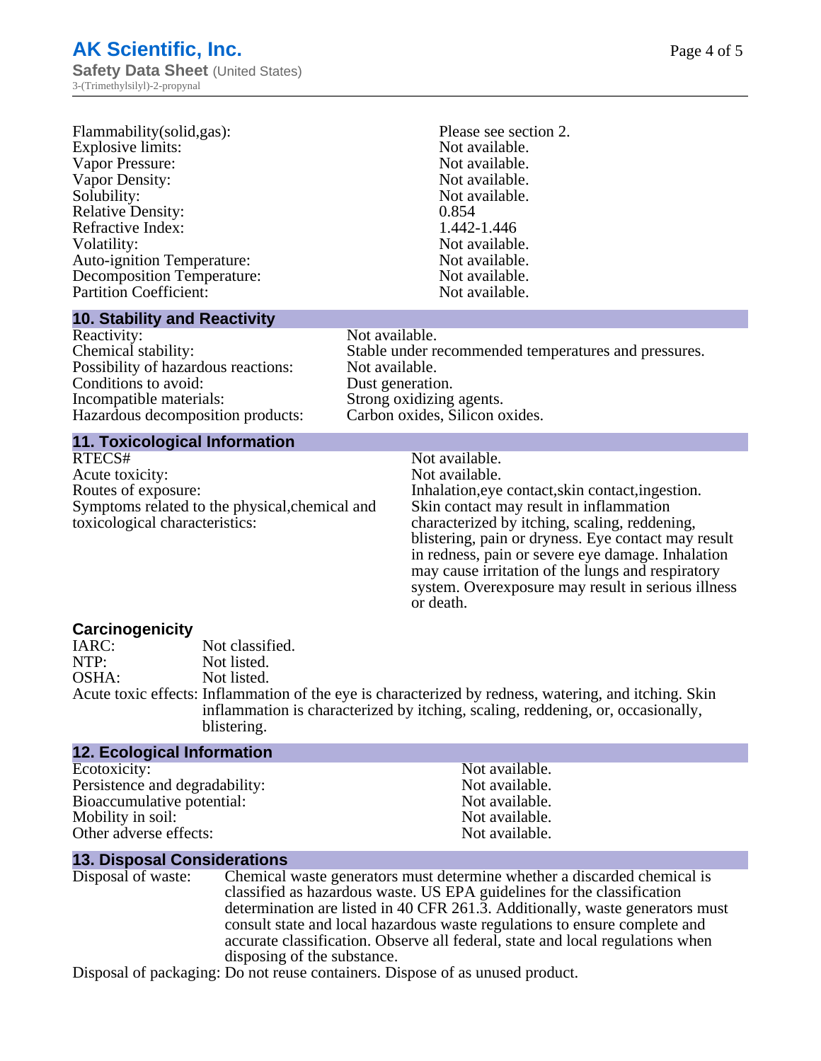| | |
|---|---|
| Flammability(solid,gas): | Please see section 2. |
| Explosive limits: | Not available. |
| Vapor Pressure: | Not available. |
| Vapor Density: | Not available. |
| Solubility: | Not available. |
| Relative Density: | 0.854 |
| Refractive Index: | 1.442-1.446 |
| Volatility: | Not available. |
| Auto-ignition Temperature: | Not available. |
| Decomposition Temperature: | Not available. |
| Partition Coefficient: | Not available. |

## 10. Stability and Reactivity

| | |
|---|---|
| Reactivity: | Not available. |
| Chemical stability: | Stable under recommended temperatures and pressures. |
| Possibility of hazardous reactions: | Not available. |
| Conditions to avoid: | Dust generation. |
| Incompatible materials: | Strong oxidizing agents. |
| Hazardous decomposition products: | Carbon oxides, Silicon oxides. |

## 11. Toxicological Information

| | |
|---|---|
| RTECS# | Not available. |
| Acute toxicity: | Not available. |
| Routes of exposure: | Inhalation,eye contact,skin contact,ingestion. |
| Symptoms related to the physical,chemical and toxicological characteristics: | Skin contact may result in inflammation characterized by itching, scaling, reddening, blistering, pain or dryness. Eye contact may result in redness, pain or severe eye damage. Inhalation may cause irritation of the lungs and respiratory system. Overexposure may result in serious illness or death. |

### Carcinogenicity

| | |
|---|---|
| IARC: | Not classified. |
| NTP: | Not listed. |
| OSHA: | Not listed. |
| Acute toxic effects: | Inflammation of the eye is characterized by redness, watering, and itching. Skin inflammation is characterized by itching, scaling, reddening, or, occasionally, blistering. |

## 12. Ecological Information

| | |
|---|---|
| Ecotoxicity: | Not available. |
| Persistence and degradability: | Not available. |
| Bioaccumulative potential: | Not available. |
| Mobility in soil: | Not available. |
| Other adverse effects: | Not available. |

## 13. Disposal Considerations

| | |
|---|---|
| Disposal of waste: | Chemical waste generators must determine whether a discarded chemical is classified as hazardous waste. US EPA guidelines for the classification determination are listed in 40 CFR 261.3. Additionally, waste generators must consult state and local hazardous waste regulations to ensure complete and accurate classification. Observe all federal, state and local regulations when disposing of the substance. |
| Disposal of packaging: | Do not reuse containers. Dispose of as unused product. |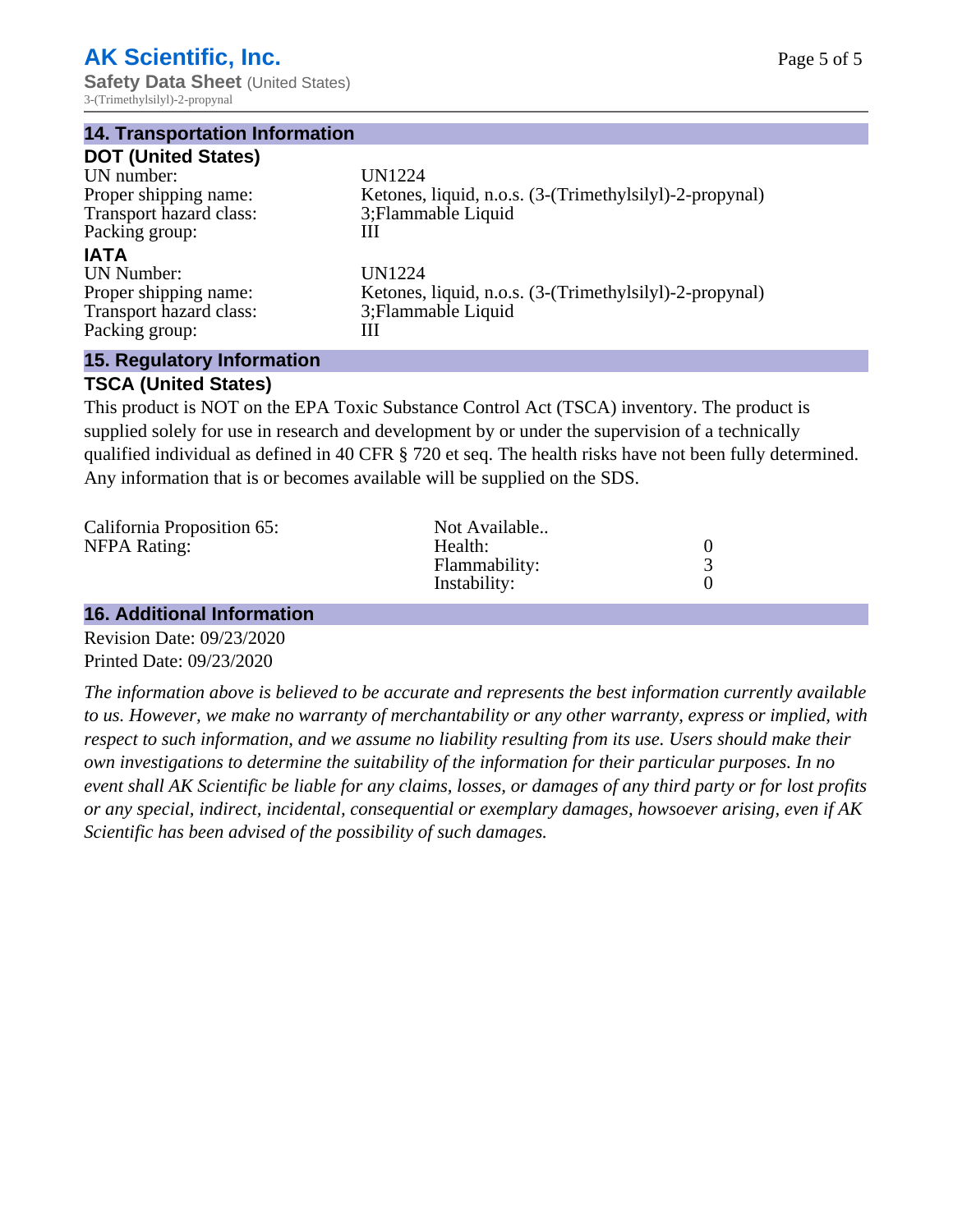## 14. Transportation Information

### DOT (United States)

| | |
|---|---|
| UN number: | UN1224 |
| Proper shipping name: | Ketones, liquid, n.o.s. (3-(Trimethylsilyl)-2-propynal) |
| Transport hazard class: | 3;Flammable Liquid |
| Packing group: | III |

### IATA

| | |
|---|---|
| UN Number: | UN1224 |
| Proper shipping name: | Ketones, liquid, n.o.s. (3-(Trimethylsilyl)-2-propynal) |
| Transport hazard class: | 3;Flammable Liquid |
| Packing group: | III |

## 15. Regulatory Information

### TSCA (United States)

This product is NOT on the EPA Toxic Substance Control Act (TSCA) inventory. The product is supplied solely for use in research and development by or under the supervision of a technically qualified individual as defined in 40 CFR § 720 et seq. The health risks have not been fully determined. Any information that is or becomes available will be supplied on the SDS.

| | | |
|---|---|---|
| California Proposition 65: | Not Available.. | |
| NFPA Rating: | Health: | 0 |
| | Flammability: | 3 |
| | Instability: | 0 |

## 16. Additional Information

Revision Date: 09/23/2020

Printed Date: 09/23/2020

*The information above is believed to be accurate and represents the best information currently available to us. However, we make no warranty of merchantability or any other warranty, express or implied, with respect to such information, and we assume no liability resulting from its use. Users should make their own investigations to determine the suitability of the information for their particular purposes. In no event shall AK Scientific be liable for any claims, losses, or damages of any third party or for lost profits or any special, indirect, incidental, consequential or exemplary damages, howsoever arising, even if AK Scientific has been advised of the possibility of such damages.*